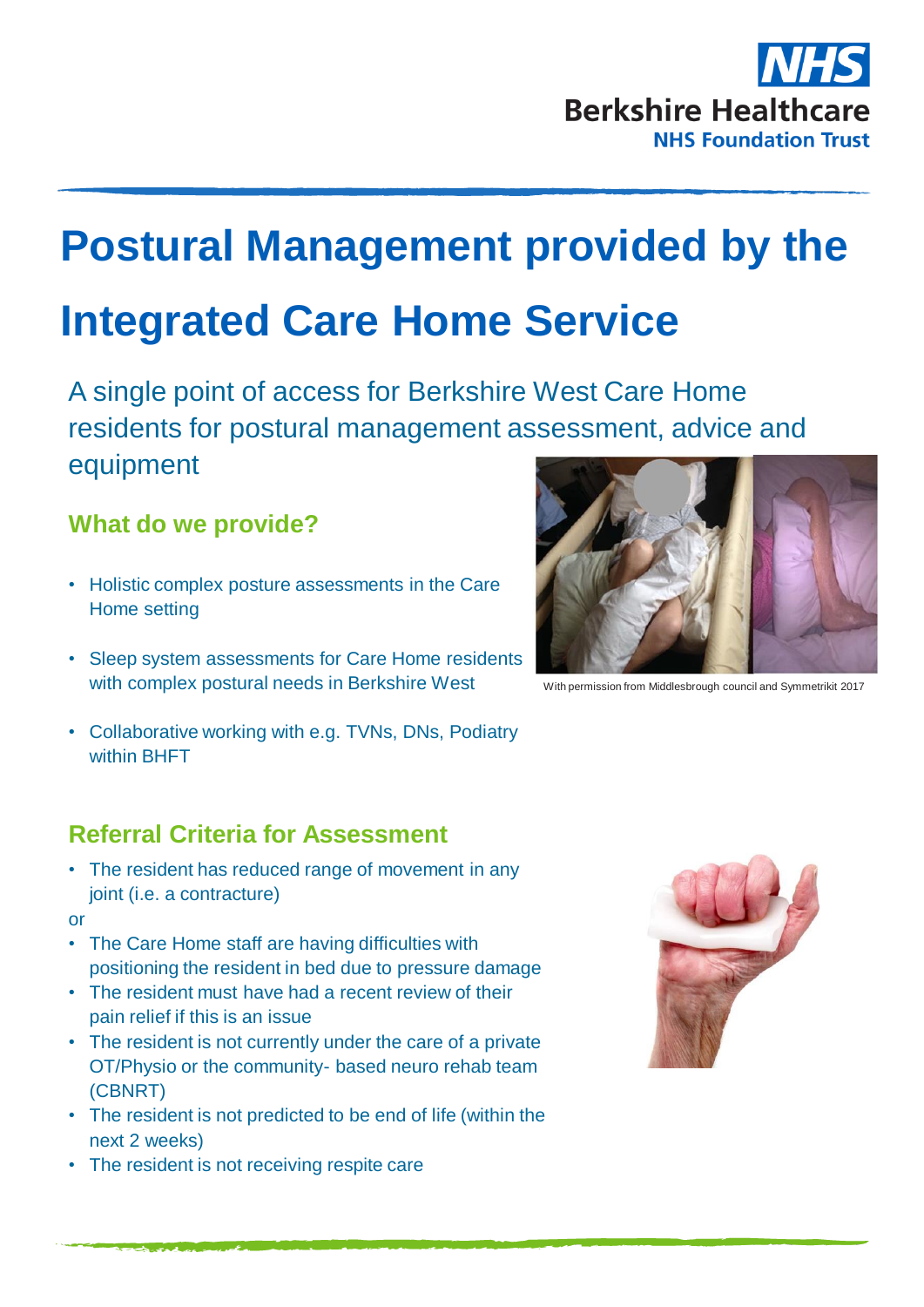# Postural Management provided by the Integrated Care Home Service

A single point of access for Berkshire West Care Home residents for postural management assessment, advice and equipment

## What do we provide?

- Holistic complex posture assessments in the Care Home setting
- Sleep system assessments for Care Home residents with complex postural needs in Berkshire West
- Collaborative working with e.g. TVNs, DNs, Podiatry within BHFT

With permission from Middlesbrough council and Symmetrikit 2017

## Referral Criteria for Assessment

- The resident has reduced range of movement in any joint (i.e. a contracture)

or

- The Care Home staff are having difficulties with positioning the resident in bed due to pressure damage
- The resident must have had a recent review of their pain relief if this is an issue
- The resident is not currently under the care of a private OT/Physio or the community- based neuro rehab team (CBNRT)
- The resident is not predicted to be end of life (within the next 2 weeks)
- The resident is not receiving respite care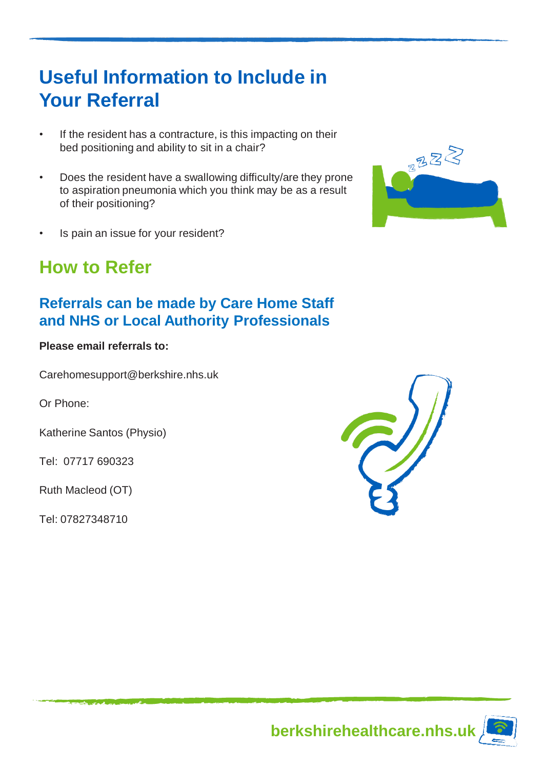## Useful Information to Include in Your Referral

- If the resident has a contracture, is this impacting on their bed positioning and ability to sit in a chair?
- Does the resident have a swallowing difficulty/are they prone to aspiration pneumonia which you think may be as a result of their positioning?
- Is pain an issue for your resident?

## How to Refer

### Referrals can be made by Care Home Staff and NHS or Local Authority Professionals

**Please email referrals to:**

Carehomesupport@berkshire.nhs.uk

Or Phone:

Katherine Santos (Physio)

Tel: 07717 690323

Ruth Macleod (OT)

Tel: 07827348710

berkshirehealthcare.nhs.uk